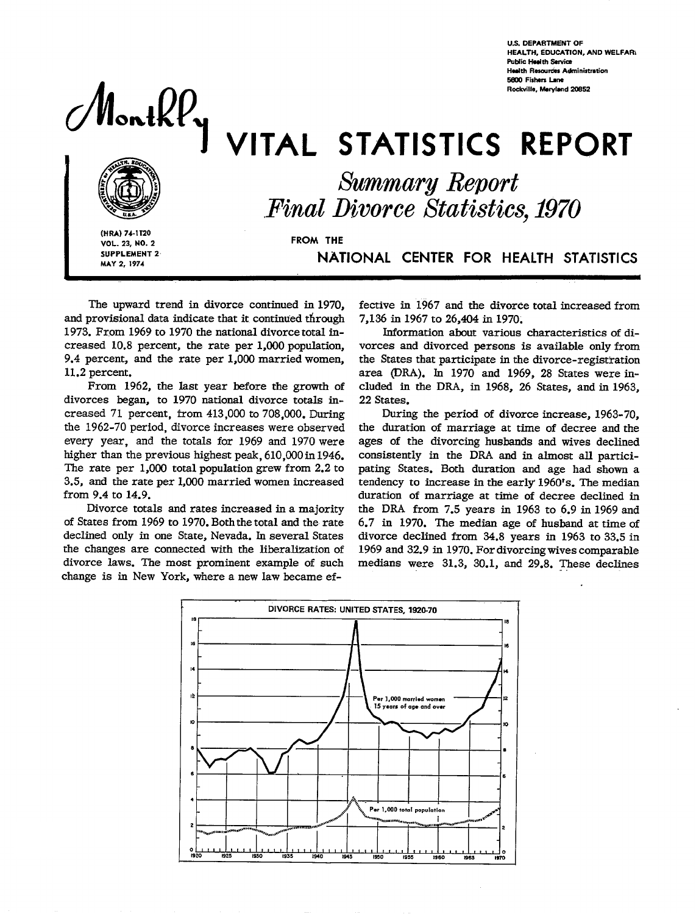U.S. DEPARTMENT OF HEALTH, EDUCATION, AND WELFARE
Public Health Service
Health Resources Administration
5600 Fishers Lane
Rockville, Maryland 20852

# Monthly VITAL STATISTICS REPORT

## *Summary Report Final Divorce Statistics, 1970*

FROM THE NATIONAL CENTER FOR HEALTH STATISTICS

(HRA) 74-1120
VOL. 23, NO. 2
SUPPLEMENT 2
MAY 2, 1974

The upward trend in divorce continued in 1970, and provisional data indicate that it continued through 1973. From 1969 to 1970 the national divorce total increased 10.8 percent, the rate per 1,000 population, 9.4 percent, and the rate per 1,000 married women, 11.2 percent.

From 1962, the last year before the growth of divorces began, to 1970 national divorce totals increased 71 percent, from 413,000 to 708,000. During the 1962-70 period, divorce increases were observed every year, and the totals for 1969 and 1970 were higher than the previous highest peak, 610,000 in 1946. The rate per 1,000 total population grew from 2.2 to 3.5, and the rate per 1,000 married women increased from 9.4 to 14.9.

Divorce totals and rates increased in a majority of States from 1969 to 1970. Both the total and the rate declined only in one State, Nevada. In several States the changes are connected with the liberalization of divorce laws. The most prominent example of such change is in New York, where a new law became effective in 1967 and the divorce total increased from 7,136 in 1967 to 26,404 in 1970.

Information about various characteristics of divorces and divorced persons is available only from the States that participate in the divorce-registration area (DRA). In 1970 and 1969, 28 States were included in the DRA, in 1968, 26 States, and in 1963, 22 States.

During the period of divorce increase, 1963-70, the duration of marriage at time of decree and the ages of the divorcing husbands and wives declined consistently in the DRA and in almost all participating States. Both duration and age had shown a tendency to increase in the early 1960's. The median duration of marriage at time of decree declined in the DRA from 7.5 years in 1963 to 6.9 in 1969 and 6.7 in 1970. The median age of husband at time of divorce declined from 34.8 years in 1963 to 33.5 in 1969 and 32.9 in 1970. For divorcing wives comparable medians were 31.3, 30.1, and 29.8. These declines

DIVORCE RATES: UNITED STATES, 1920-70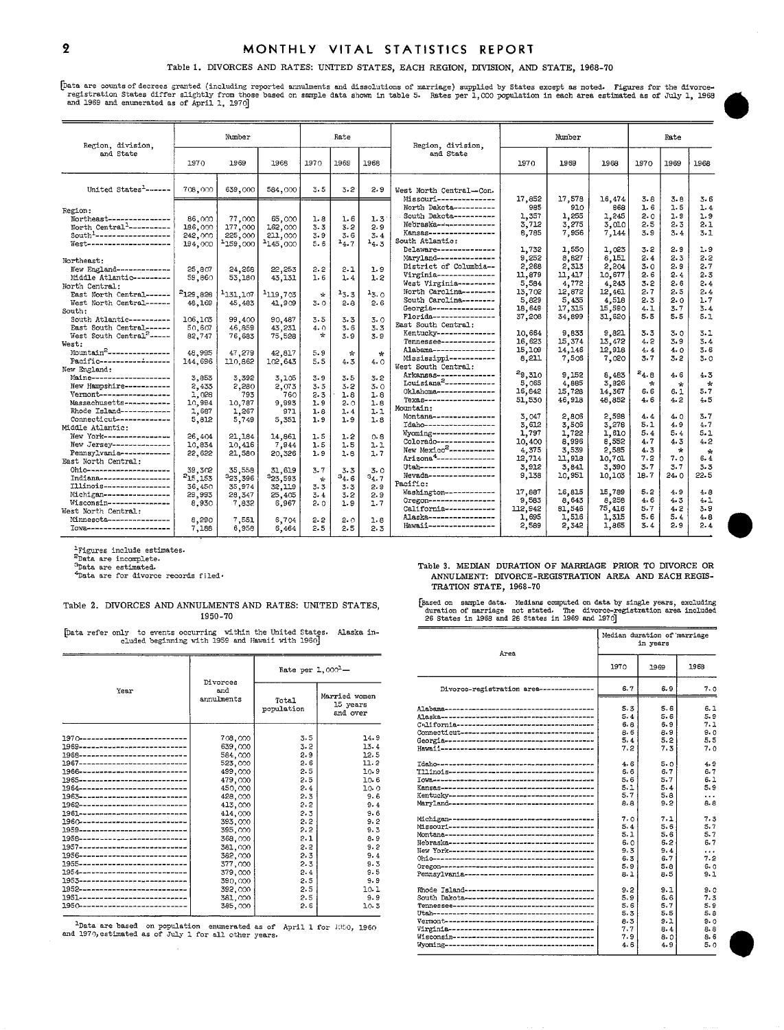## Table 1. DIVORCES AND RATES: UNITED STATES, EACH REGION, DIVISION, AND STATE, 1968-70

[Data are counts of decrees granted (including reported annulments and dissolutions of marriage) supplied by States except as noted. Figures for the divorce-registration States differ slightly from those based on sample data shown in table 5. Rates per 1,000 population in each area estimated as of July 1, 1968 and 1969 and enumerated as of April 1, 1970]

| Region, division, and State | Number 1970 | Number 1969 | Number 1968 | Rate 1970 | Rate 1969 | Rate 1968 |
|---|---|---|---|---|---|---|
| United States[1] | 708,000 | 639,000 | 584,000 | 3.5 | 3.2 | 2.9 |
| **Region:** | | | | | | |
| Northeast | 86,000 | 77,000 | 65,000 | 1.8 | 1.6 | 1.3 |
| North Central[1] | 186,000 | 177,000 | 162,000 | 3.3 | 3.2 | 2.9 |
| South[1] | 242,000 | 225,000 | 211,000 | 3.9 | 3.6 | 3.4 |
| West | 194,000 | [1]159,000 | [1]145,000 | 5.6 | [1]4.7 | [1]4.3 |
| **Northeast:** | | | | | | |
| New England | 25,807 | 24,268 | 22,253 | 2.2 | 2.1 | 1.9 |
| Middle Atlantic | 59,860 | 53,180 | 43,131 | 1.6 | 1.4 | 1.2 |
| **North Central:** | | | | | | |
| East North Central | [2]129,826 | [1]131,107 | [1]119,703 | * | [1]3.3 | [1]3.0 |
| West North Central | 48,169 | 45,483 | 41,909 | 3.0 | 2.8 | 2.6 |
| **South:** | | | | | | |
| South Atlantic | 106,103 | 99,400 | 90,487 | 3.5 | 3.3 | 3.0 |
| East South Central | 50,607 | 46,859 | 43,231 | 4.0 | 3.6 | 3.3 |
| West South Central[2] | 82,747 | 76,683 | 75,528 | * | 3.9 | 3.9 |
| **West:** | | | | | | |
| Mountain[2] | 48,995 | 47,279 | 42,817 | 5.9 | * | * |
| Pacific | 144,696 | 110,862 | 102,643 | 5.5 | 4.3 | 4.0 |
| **New England:** | | | | | | |
| Maine | 3,853 | 3,392 | 3,105 | 3.9 | 3.5 | 3.2 |
| New Hampshire | 2,433 | 2,280 | 2,073 | 3.3 | 3.2 | 3.0 |
| Vermont | 1,028 | 793 | 760 | 2.3 | 1.8 | 1.8 |
| Massachusetts | 10,984 | 10,787 | 9,993 | 1.9 | 2.0 | 1.8 |
| Rhode Island | 1,687 | 1,267 | 971 | 1.8 | 1.4 | 1.1 |
| Connecticut | 5,812 | 5,749 | 5,351 | 1.9 | 1.9 | 1.8 |
| **Middle Atlantic:** | | | | | | |
| New York | 26,404 | 21,184 | 14,861 | 1.5 | 1.2 | 0.8 |
| New Jersey | 10,834 | 10,416 | 7,944 | 1.5 | 1.5 | 1.1 |
| Pennsylvania | 22,622 | 21,580 | 20,326 | 1.9 | 1.8 | 1.7 |
| **East North Central:** | | | | | | |
| Ohio | 39,302 | 35,558 | 31,619 | 3.7 | 3.3 | 3.0 |
| Indiana | [2]15,153 | [3]23,396 | [3]23,593 | * | [3]4.6 | [3]4.7 |
| Illinois | 36,450 | 35,974 | 32,119 | 3.3 | 3.3 | 2.9 |
| Michigan | 29,993 | 28,347 | 25,405 | 3.4 | 3.2 | 2.9 |
| Wisconsin | 8,930 | 7,832 | 6,967 | 2.0 | 1.9 | 1.7 |
| **West North Central:** | | | | | | |
| Minnesota | 8,290 | 7,551 | 6,704 | 2.2 | 2.0 | 1.8 |
| Iowa | 7,188 | 6,958 | 6,464 | 2.5 | 2.5 | 2.3 |
| **West North Central—Con.** | | | | | | |
| Missouri | 17,852 | 17,578 | 16,474 | 3.8 | 3.8 | 3.6 |
| North Dakota | 995 | 910 | 868 | 1.6 | 1.5 | 1.4 |
| South Dakota | 1,357 | 1,255 | 1,245 | 2.0 | 1.9 | 1.9 |
| Nebraska | 3,712 | 3,275 | 3,010 | 2.5 | 2.3 | 2.1 |
| Kansas | 8,785 | 7,956 | 7,144 | 3.9 | 3.4 | 3.1 |
| **South Atlantic:** | | | | | | |
| Delaware | 1,732 | 1,550 | 1,023 | 3.2 | 2.9 | 1.9 |
| Maryland | 9,252 | 8,827 | 8,151 | 2.4 | 2.3 | 2.2 |
| District of Columbia | 2,268 | 2,313 | 2,204 | 3.0 | 2.9 | 2.7 |
| Virginia | 11,879 | 11,417 | 10,677 | 2.6 | 2.4 | 2.3 |
| West Virginia | 5,584 | 4,772 | 4,243 | 3.2 | 2.6 | 2.4 |
| North Carolina | 13,702 | 12,872 | 12,461 | 2.7 | 2.5 | 2.4 |
| South Carolina | 5,829 | 5,435 | 4,518 | 2.3 | 2.0 | 1.7 |
| Georgia | 18,649 | 17,315 | 15,590 | 4.1 | 3.7 | 3.4 |
| Florida | 37,208 | 34,899 | 31,620 | 5.5 | 5.5 | 5.1 |
| **East South Central:** | | | | | | |
| Kentucky | 10,664 | 9,833 | 9,821 | 3.3 | 3.0 | 3.1 |
| Tennessee | 16,623 | 15,374 | 13,472 | 4.2 | 3.9 | 3.4 |
| Alabama | 15,109 | 14,146 | 12,918 | 4.4 | 4.0 | 3.6 |
| Mississippi | 8,211 | 7,506 | 7,020 | 3.7 | 3.2 | 3.0 |
| **West South Central:** | | | | | | |
| Arkansas | [2]9,310 | 9,152 | 8,463 | [2]4.8 | 4.6 | 4.3 |
| Louisiana[2] | 5,065 | 4,885 | 3,926 | * | * | * |
| Oklahoma | 16,642 | 15,728 | 14,367 | 6.6 | 6.1 | 5.7 |
| Texas | 51,530 | 46,918 | 48,852 | 4.6 | 4.2 | 4.5 |
| **Mountain:** | | | | | | |
| Montana | 3,047 | 2,806 | 2,598 | 4.4 | 4.0 | 3.7 |
| Idaho | 3,612 | 3,509 | 3,276 | 5.1 | 4.9 | 4.7 |
| Wyoming | 1,797 | 1,722 | 1,610 | 5.4 | 5.4 | 5.1 |
| Colorado | 10,400 | 8,996 | 8,552 | 4.7 | 4.3 | 4.2 |
| New Mexico[2] | 4,375 | 3,539 | 2,585 | 4.3 | * | * |
| Arizona[4] | 12,714 | 11,918 | 10,701 | 7.2 | 7.0 | 6.4 |
| Utah | 3,912 | 3,841 | 3,390 | 3.7 | 3.7 | 3.3 |
| Nevada | 9,138 | 10,951 | 10,103 | 18.7 | 24.0 | 22.5 |
| **Pacific:** | | | | | | |
| Washington | 17,887 | 16,815 | 15,789 | 5.2 | 4.9 | 4.8 |
| Oregon | 9,583 | 8,643 | 8,258 | 4.6 | 4.3 | 4.1 |
| California | 112,942 | 81,546 | 75,416 | 5.7 | 4.2 | 3.9 |
| Alaska | 1,695 | 1,516 | 1,315 | 5.6 | 5.4 | 4.8 |
| Hawaii | 2,589 | 2,342 | 1,865 | 3.4 | 2.9 | 2.4 |

[1]Figures include estimates.
[2]Data are incomplete.
[3]Data are estimated.
[4]Data are for divorce records filed.

## Table 2. DIVORCES AND ANNULMENTS AND RATES: UNITED STATES, 1950-70

[Data refer only to events occurring within the United States. Alaska included beginning with 1959 and Hawaii with 1960]

| Year | Divorces and annulments | Rate per 1,000[1]— Total population | Rate per 1,000[1]— Married women 15 years and over |
|---|---|---|---|
| 1970 | 708,000 | 3.5 | 14.9 |
| 1969 | 639,000 | 3.2 | 13.4 |
| 1968 | 584,000 | 2.9 | 12.5 |
| 1967 | 523,000 | 2.6 | 11.2 |
| 1966 | 499,000 | 2.5 | 10.9 |
| 1965 | 479,000 | 2.5 | 10.6 |
| 1964 | 450,000 | 2.4 | 10.0 |
| 1963 | 428,000 | 2.3 | 9.6 |
| 1962 | 413,000 | 2.2 | 9.4 |
| 1961 | 414,000 | 2.3 | 9.6 |
| 1960 | 393,000 | 2.2 | 9.2 |
| 1959 | 395,000 | 2.2 | 9.3 |
| 1958 | 368,000 | 2.1 | 8.9 |
| 1957 | 381,000 | 2.2 | 9.2 |
| 1956 | 382,000 | 2.3 | 9.4 |
| 1955 | 377,000 | 2.3 | 9.3 |
| 1954 | 379,000 | 2.4 | 9.5 |
| 1953 | 390,000 | 2.5 | 9.9 |
| 1952 | 392,000 | 2.5 | 10.1 |
| 1951 | 381,000 | 2.5 | 9.9 |
| 1950 | 385,000 | 2.6 | 10.3 |

[1]Data are based on population enumerated as of April 1 for 1950, 1960 and 1970, estimated as of July 1 for all other years.

## Table 3. MEDIAN DURATION OF MARRIAGE PRIOR TO DIVORCE OR ANNULMENT: DIVORCE-REGISTRATION AREA AND EACH REGISTRATION STATE, 1968-70

[Based on sample data. Medians computed on data by single years, excluding duration of marriage not stated. The divorce-registration area included 26 States in 1968 and 28 States in 1969 and 1970]

| Area | Median duration of marriage in years 1970 | 1969 | 1968 |
|---|---|---|---|
| Divorce-registration area | 6.7 | 6.9 | 7.0 |
| Alabama | 5.3 | 5.6 | 6.1 |
| Alaska | 5.4 | 5.6 | 5.9 |
| California | 6.8 | 6.9 | 7.1 |
| Connecticut | 8.6 | 8.9 | 9.0 |
| Georgia | 5.4 | 5.2 | 5.5 |
| Hawaii | 7.2 | 7.3 | 7.0 |
| Idaho | 4.6 | 5.0 | 4.9 |
| Illinois | 6.6 | 6.7 | 6.7 |
| Iowa | 5.6 | 5.7 | 6.1 |
| Kansas | 5.1 | 5.4 | 5.9 |
| Kentucky | 5.7 | 5.8 | ... |
| Maryland | 8.8 | 9.2 | 8.8 |
| Michigan | 7.0 | 7.1 | 7.3 |
| Missouri | 5.4 | 5.6 | 5.7 |
| Montana | 5.1 | 5.8 | 5.7 |
| Nebraska | 6.0 | 6.2 | 6.7 |
| New York | 9.3 | 9.4 | ... |
| Ohio | 6.3 | 6.7 | 7.2 |
| Oregon | 5.9 | 5.8 | 6.0 |
| Pennsylvania | 8.1 | 8.5 | 9.1 |
| Rhode Island | 9.2 | 9.1 | 9.0 |
| South Dakota | 5.9 | 6.6 | 7.3 |
| Tennessee | 5.6 | 5.7 | 5.9 |
| Utah | 5.3 | 5.5 | 5.8 |
| Vermont | 6.3 | 9.1 | 9.0 |
| Virginia | 7.7 | 8.4 | 8.8 |
| Wisconsin | 7.9 | 8.0 | 8.6 |
| Wyoming | 4.6 | 4.9 | 5.0 |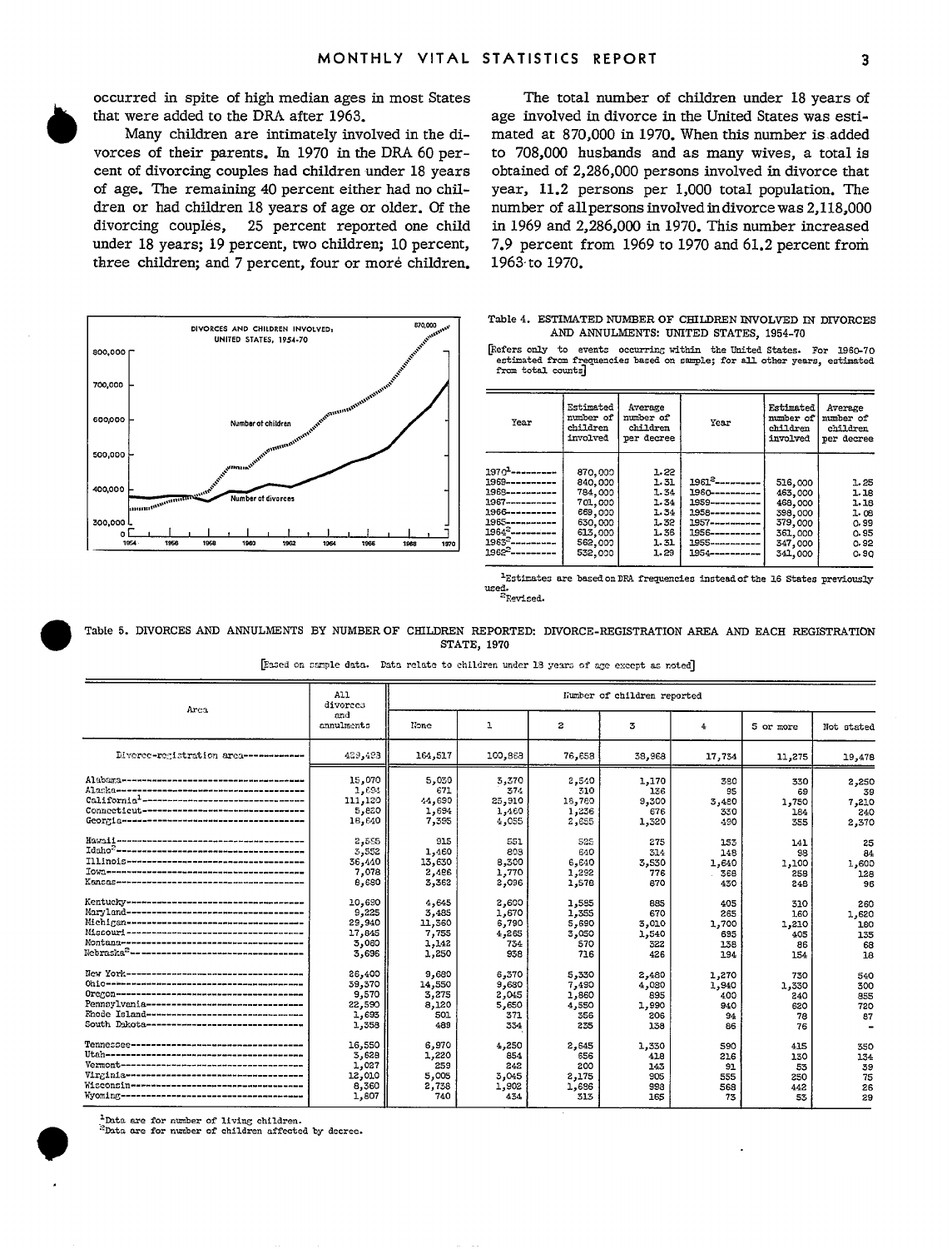occurred in spite of high median ages in most States that were added to the DRA after 1963.

Many children are intimately involved in the divorces of their parents. In 1970 in the DRA 60 percent of divorcing couples had children under 18 years of age. The remaining 40 percent either had no children or had children 18 years of age or older. Of the divorcing couples, 25 percent reported one child under 18 years; 19 percent, two children; 10 percent, three children; and 7 percent, four or more children.

The total number of children under 18 years of age involved in divorce in the United States was estimated at 870,000 in 1970. When this number is added to 708,000 husbands and as many wives, a total is obtained of 2,286,000 persons involved in divorce that year, 11.2 persons per 1,000 total population. The number of all persons involved in divorce was 2,118,000 in 1969 and 2,286,000 in 1970. This number increased 7.9 percent from 1969 to 1970 and 61.2 percent from 1963 to 1970.

DIVORCES AND CHILDREN INVOLVED: UNITED STATES, 1954-70

Table 4. ESTIMATED NUMBER OF CHILDREN INVOLVED IN DIVORCES AND ANNULMENTS: UNITED STATES, 1954-70

[Refers only to events occurring within the United States. For 1960-70 estimated from frequencies based on sample; for all other years, estimated from total counts]

| Year | Estimated number of children involved | Average number of children per decree | Year | Estimated number of children involved | Average number of children per decree |
|---|---|---|---|---|---|
| 1970[1] | 870,000 | 1.22 | | | |
| 1969 | 840,000 | 1.31 | 1961[2] | 516,000 | 1.25 |
| 1968 | 784,000 | 1.34 | 1960 | 463,000 | 1.18 |
| 1967 | 701,000 | 1.34 | 1959 | 468,000 | 1.18 |
| 1966 | 669,000 | 1.34 | 1958 | 398,000 | 1.08 |
| 1965 | 630,000 | 1.32 | 1957 | 379,000 | 0.99 |
| 1964[2] | 613,000 | 1.36 | 1956 | 361,000 | 0.95 |
| 1963[2] | 562,000 | 1.31 | 1955 | 347,000 | 0.92 |
| 1962[2] | 532,000 | 1.29 | 1954 | 341,000 | 0.90 |

[1]Estimates are based on DRA frequencies instead of the 16 States previously used.
[2]Revised.

Table 5. DIVORCES AND ANNULMENTS BY NUMBER OF CHILDREN REPORTED: DIVORCE-REGISTRATION AREA AND EACH REGISTRATION STATE, 1970

[Based on sample data. Data relate to children under 18 years of age except as noted]

| Area | All divorces and annulments | Number of children reported | | | | | | |
|---|---|---|---|---|---|---|---|---|
| | | None | 1 | 2 | 3 | 4 | 5 or more | Not stated |
| Divorce-registration area | 429,423 | 164,517 | 100,863 | 76,658 | 38,968 | 17,734 | 11,275 | 19,478 |
| Alabama | 15,070 | 5,050 | 3,370 | 2,540 | 1,170 | 380 | 330 | 2,250 |
| Alaska | 1,694 | 671 | 374 | 310 | 136 | 95 | 69 | 39 |
| California[1] | 111,120 | 44,690 | 25,910 | 18,780 | 9,300 | 3,480 | 1,750 | 7,210 |
| Connecticut | 5,820 | 1,694 | 1,460 | 1,236 | 676 | 330 | 184 | 240 |
| Georgia | 18,640 | 7,395 | 4,055 | 2,855 | 1,320 | 490 | 355 | 2,370 |
| Hawaii | 2,555 | 915 | 551 | 525 | 275 | 153 | 141 | 25 |
| Idaho[2] | 3,552 | 1,460 | 803 | 640 | 314 | 148 | 98 | 84 |
| Illinois | 36,440 | 13,630 | 8,300 | 6,640 | 3,530 | 1,640 | 1,100 | 1,600 |
| Iowa | 7,078 | 2,486 | 1,770 | 1,292 | 776 | 368 | 258 | 128 |
| Kansas | 8,680 | 3,362 | 2,096 | 1,578 | 870 | 430 | 248 | 96 |
| Kentucky | 10,680 | 4,645 | 2,600 | 1,585 | 885 | 405 | 310 | 260 |
| Maryland | 9,225 | 3,485 | 1,670 | 1,355 | 670 | 265 | 160 | 1,620 |
| Michigan | 29,940 | 11,360 | 6,790 | 5,690 | 3,010 | 1,700 | 1,210 | 180 |
| Missouri | 17,845 | 7,755 | 4,265 | 3,050 | 1,540 | 695 | 405 | 135 |
| Montana | 3,080 | 1,142 | 754 | 570 | 322 | 138 | 86 | 68 |
| Nebraska[2] | 3,696 | 1,250 | 938 | 716 | 426 | 194 | 154 | 18 |
| New York | 26,400 | 9,680 | 6,370 | 5,330 | 2,480 | 1,270 | 730 | 540 |
| Ohio | 39,370 | 14,550 | 9,680 | 7,490 | 4,080 | 1,940 | 1,330 | 300 |
| Oregon | 9,570 | 3,275 | 2,045 | 1,860 | 895 | 400 | 240 | 855 |
| Pennsylvania | 22,590 | 8,120 | 5,650 | 4,550 | 1,990 | 940 | 620 | 720 |
| Rhode Island | 1,693 | 501 | 371 | 356 | 206 | 94 | 78 | 87 |
| South Dakota | 1,358 | 489 | 334 | 235 | 138 | 86 | 76 | - |
| Tennessee | 16,550 | 6,970 | 4,250 | 2,645 | 1,330 | 590 | 415 | 350 |
| Utah | 3,628 | 1,220 | 854 | 656 | 418 | 216 | 130 | 134 |
| Vermont | 1,027 | 259 | 242 | 200 | 143 | 91 | 53 | 39 |
| Virginia | 12,010 | 5,005 | 3,045 | 2,175 | 905 | 555 | 250 | 75 |
| Wisconsin | 8,360 | 2,738 | 1,902 | 1,696 | 998 | 568 | 442 | 26 |
| Wyoming | 1,807 | 740 | 434 | 313 | 165 | 73 | 53 | 29 |

[1]Data are for number of living children.
[2]Data are for number of children affected by decree.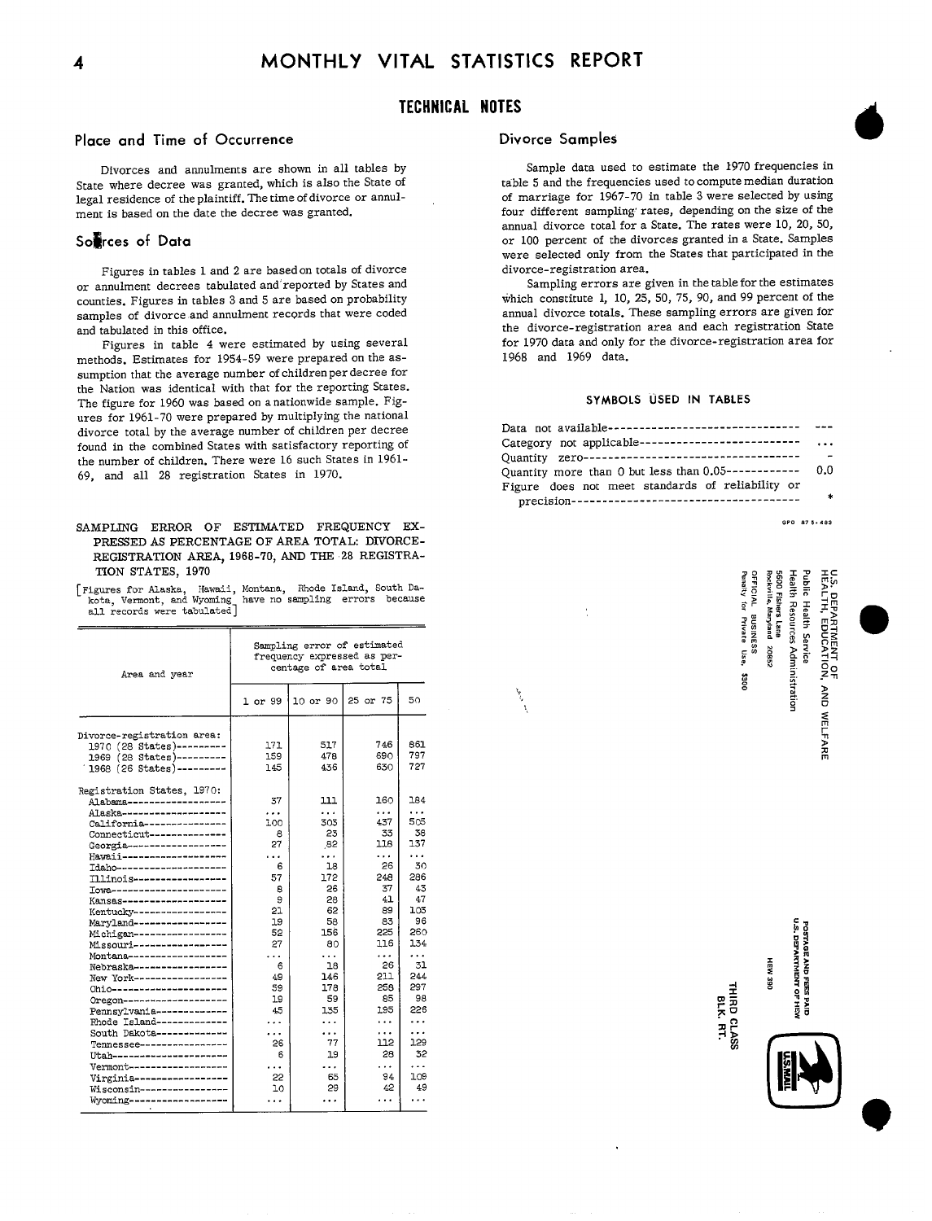## TECHNICAL NOTES

### Place and Time of Occurrence

Divorces and annulments are shown in all tables by State where decree was granted, which is also the State of legal residence of the plaintiff. The time of divorce or annulment is based on the date the decree was granted.

### Sources of Data

Figures in tables 1 and 2 are based on totals of divorce or annulment decrees tabulated and reported by States and counties. Figures in tables 3 and 5 are based on probability samples of divorce and annulment records that were coded and tabulated in this office.

Figures in table 4 were estimated by using several methods. Estimates for 1954-59 were prepared on the assumption that the average number of children per decree for the Nation was identical with that for the reporting States. The figure for 1960 was based on a nationwide sample. Figures for 1961-70 were prepared by multiplying the national divorce total by the average number of children per decree found in the combined States with satisfactory reporting of the number of children. There were 16 such States in 1961-69, and all 28 registration States in 1970.

SAMPLING ERROR OF ESTIMATED FREQUENCY EXPRESSED AS PERCENTAGE OF AREA TOTAL: DIVORCE-REGISTRATION AREA, 1968-70, AND THE 28 REGISTRATION STATES, 1970

[Figures for Alaska, Hawaii, Montana, Rhode Island, South Dakota, Vermont, and Wyoming have no sampling errors because all records were tabulated]

| Area and year | Sampling error of estimated frequency expressed as percentage of area total | | | |
|---|---|---|---|---|
| | 1 or 99 | 10 or 90 | 25 or 75 | 50 |
| Divorce-registration area: | | | | |
| 1970 (28 States) | 171 | 517 | 746 | 861 |
| 1969 (28 States) | 159 | 478 | 690 | 797 |
| 1968 (26 States) | 145 | 436 | 630 | 727 |
| Registration States, 1970: | | | | |
| Alabama | 37 | 111 | 160 | 184 |
| Alaska | ... | ... | ... | ... |
| California | 100 | 303 | 437 | 505 |
| Connecticut | 8 | 23 | 33 | 38 |
| Georgia | 27 | 82 | 118 | 137 |
| Hawaii | ... | ... | ... | ... |
| Idaho | 6 | 18 | 26 | 30 |
| Illinois | 57 | 172 | 248 | 286 |
| Iowa | 8 | 26 | 37 | 43 |
| Kansas | 9 | 28 | 41 | 47 |
| Kentucky | 21 | 62 | 89 | 103 |
| Maryland | 19 | 58 | 83 | 96 |
| Michigan | 52 | 156 | 225 | 260 |
| Missouri | 27 | 80 | 116 | 134 |
| Montana | ... | ... | ... | ... |
| Nebraska | 6 | 18 | 26 | 31 |
| New York | 49 | 146 | 211 | 244 |
| Ohio | 59 | 178 | 258 | 297 |
| Oregon | 19 | 59 | 85 | 98 |
| Pennsylvania | 45 | 135 | 195 | 226 |
| Rhode Island | ... | ... | ... | ... |
| South Dakota | ... | ... | ... | ... |
| Tennessee | 26 | 77 | 112 | 129 |
| Utah | 6 | 19 | 28 | 32 |
| Vermont | ... | ... | ... | ... |
| Virginia | 22 | 65 | 94 | 109 |
| Wisconsin | 10 | 29 | 42 | 49 |
| Wyoming | ... | ... | ... | ... |

### Divorce Samples

Sample data used to estimate the 1970 frequencies in table 5 and the frequencies used to compute median duration of marriage for 1967-70 in table 3 were selected by using four different sampling rates, depending on the size of the annual divorce total for a State. The rates were 10, 20, 50, or 100 percent of the divorces granted in a State. Samples were selected only from the States that participated in the divorce-registration area.

Sampling errors are given in the table for the estimates which constitute 1, 10, 25, 50, 75, 90, and 99 percent of the annual divorce totals. These sampling errors are given for the divorce-registration area and each registration State for 1970 data and only for the divorce-registration area for 1968 and 1969 data.

SYMBOLS USED IN TABLES

| | |
|---|---|
| Data not available | --- |
| Category not applicable | ... |
| Quantity zero | - |
| Quantity more than 0 but less than 0.05 | 0.0 |
| Figure does not meet standards of reliability or precision | * |

GPO 875-483

U.S. DEPARTMENT OF HEALTH, EDUCATION, AND WELFARE
Public Health Service
Health Resources Administration
5600 Fishers Lane
Rockville, Maryland 20852

OFFICIAL BUSINESS
Penalty for Private Use, $300

POSTAGE AND FEES PAID
U.S. DEPARTMENT OF HEW
HEW 390

THIRD CLASS
BLK. RT.